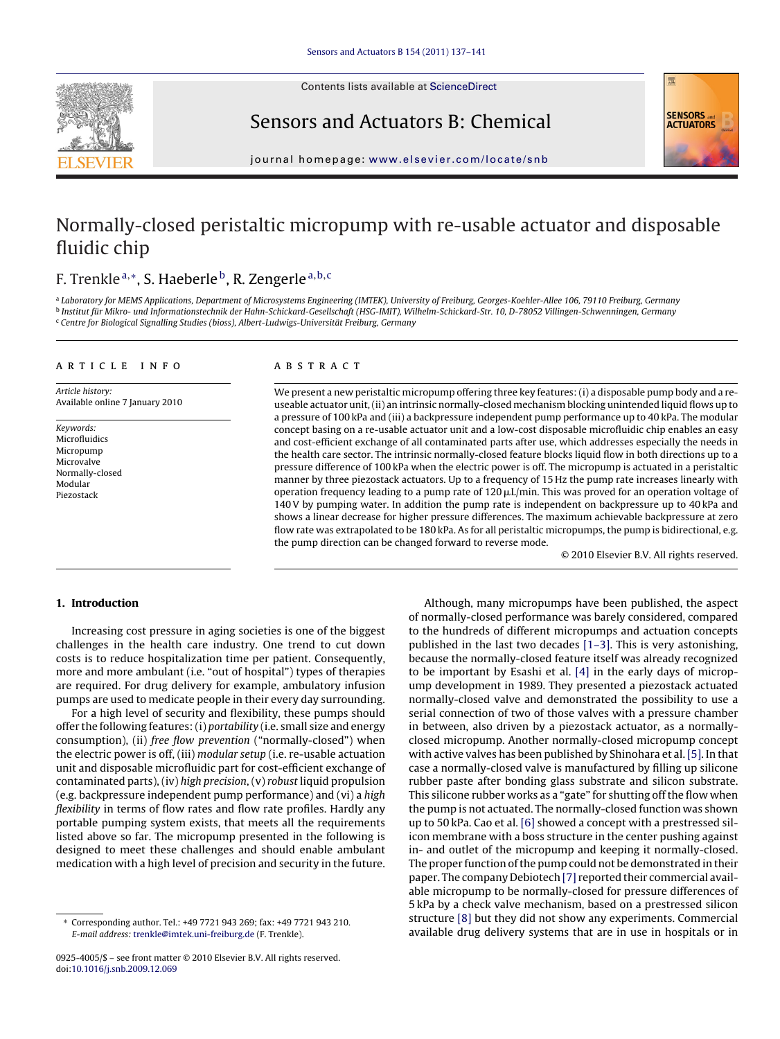# Normally-closed peristaltic micropump with re-usable actuator and disposable fluidic chip

F. Trenkle [a,*], S. Haeberle [b], R. Zengerle [a,b,c]

[a] Laboratory for MEMS Applications, Department of Microsystems Engineering (IMTEK), University of Freiburg, Georges-Koehler-Allee 106, 79110 Freiburg, Germany
[b] Institut für Mikro- und Informationstechnik der Hahn-Schickard-Gesellschaft (HSG-IMIT), Wilhelm-Schickard-Str. 10, D-78052 Villingen-Schwenningen, Germany
[c] Centre for Biological Signalling Studies (bioss), Albert-Ludwigs-Universität Freiburg, Germany

**ARTICLE INFO**

*Article history:*
Available online 7 January 2010

*Keywords:*
Microfluidics
Micropump
Microvalve
Normally-closed
Modular
Piezostack

**ABSTRACT**

We present a new peristaltic micropump offering three key features: (i) a disposable pump body and a re-useable actuator unit, (ii) an intrinsic normally-closed mechanism blocking unintended liquid flows up to a pressure of 100 kPa and (iii) a backpressure independent pump performance up to 40 kPa. The modular concept basing on a re-usable actuator unit and a low-cost disposable microfluidic chip enables an easy and cost-efficient exchange of all contaminated parts after use, which addresses especially the needs in the health care sector. The intrinsic normally-closed feature blocks liquid flow in both directions up to a pressure difference of 100 kPa when the electric power is off. The micropump is actuated in a peristaltic manner by three piezostack actuators. Up to a frequency of 15 Hz the pump rate increases linearly with operation frequency leading to a pump rate of 120 μL/min. This was proved for an operation voltage of 140 V by pumping water. In addition the pump rate is independent on backpressure up to 40 kPa and shows a linear decrease for higher pressure differences. The maximum achievable backpressure at zero flow rate was extrapolated to be 180 kPa. As for all peristaltic micropumps, the pump is bidirectional, e.g. the pump direction can be changed forward to reverse mode.

© 2010 Elsevier B.V. All rights reserved.

## 1. Introduction

Increasing cost pressure in aging societies is one of the biggest challenges in the health care industry. One trend to cut down costs is to reduce hospitalization time per patient. Consequently, more and more ambulant (i.e. "out of hospital") types of therapies are required. For drug delivery for example, ambulatory infusion pumps are used to medicate people in their every day surrounding.

For a high level of security and flexibility, these pumps should offer the following features: (i) *portability* (i.e. small size and energy consumption), (ii) *free flow prevention* ("normally-closed") when the electric power is off, (iii) *modular setup* (i.e. re-usable actuation unit and disposable microfluidic part for cost-efficient exchange of contaminated parts), (iv) *high precision*, (v) *robust* liquid propulsion (e.g. backpressure independent pump performance) and (vi) a *high flexibility* in terms of flow rates and flow rate profiles. Hardly any portable pumping system exists, that meets all the requirements listed above so far. The micropump presented in the following is designed to meet these challenges and should enable ambulant medication with a high level of precision and security in the future.

Although, many micropumps have been published, the aspect of normally-closed performance was barely considered, compared to the hundreds of different micropumps and actuation concepts published in the last two decades [1–3]. This is very astonishing, because the normally-closed feature itself was already recognized to be important by Esashi et al. [4] in the early days of micropump development in 1989. They presented a piezostack actuated normally-closed valve and demonstrated the possibility to use a serial connection of two of those valves with a pressure chamber in between, also driven by a piezostack actuator, as a normally-closed micropump. Another normally-closed micropump concept with active valves has been published by Shinohara et al. [5]. In that case a normally-closed valve is manufactured by filling up silicone rubber paste after bonding glass substrate and silicon substrate. This silicone rubber works as a "gate" for shutting off the flow when the pump is not actuated. The normally-closed function was shown up to 50 kPa. Cao et al. [6] showed a concept with a prestressed silicon membrane with a boss structure in the center pushing against in- and outlet of the micropump and keeping it normally-closed. The proper function of the pump could not be demonstrated in their paper. The company Debiotech [7] reported their commercial available micropump to be normally-closed for pressure differences of 5 kPa by a check valve mechanism, based on a prestressed silicon structure [8] but they did not show any experiments. Commercial available drug delivery systems that are in use in hospitals or in

* Corresponding author. Tel.: +49 7721 943 269; fax: +49 7721 943 210.
*E-mail address:* trenkle@imtek.uni-freiburg.de (F. Trenkle).

0925-4005/$ – see front matter © 2010 Elsevier B.V. All rights reserved.
doi:10.1016/j.snb.2009.12.069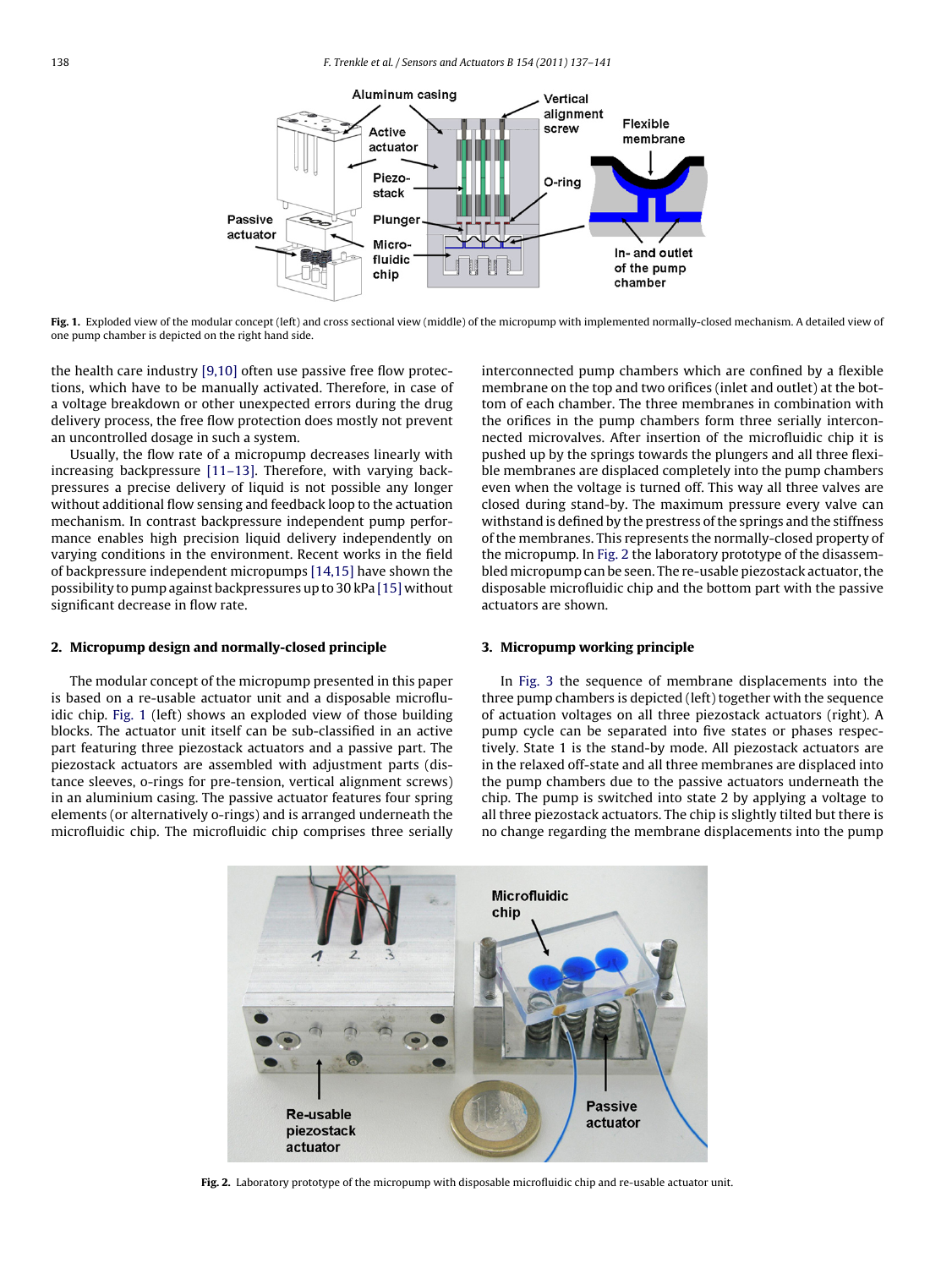Fig. 1. Exploded view of the modular concept (left) and cross sectional view (middle) of the micropump with implemented normally-closed mechanism. A detailed view of one pump chamber is depicted on the right hand side.

the health care industry [9,10] often use passive free flow protections, which have to be manually activated. Therefore, in case of a voltage breakdown or other unexpected errors during the drug delivery process, the free flow protection does mostly not prevent an uncontrolled dosage in such a system.

Usually, the flow rate of a micropump decreases linearly with increasing backpressure [11–13]. Therefore, with varying backpressures a precise delivery of liquid is not possible any longer without additional flow sensing and feedback loop to the actuation mechanism. In contrast backpressure independent pump performance enables high precision liquid delivery independently on varying conditions in the environment. Recent works in the field of backpressure independent micropumps [14,15] have shown the possibility to pump against backpressures up to 30 kPa [15] without significant decrease in flow rate.

## 2. Micropump design and normally-closed principle

The modular concept of the micropump presented in this paper is based on a re-usable actuator unit and a disposable microfluidic chip. Fig. 1 (left) shows an exploded view of those building blocks. The actuator unit itself can be sub-classified in an active part featuring three piezostack actuators and a passive part. The piezostack actuators are assembled with adjustment parts (distance sleeves, o-rings for pre-tension, vertical alignment screws) in an aluminium casing. The passive actuator features four spring elements (or alternatively o-rings) and is arranged underneath the microfluidic chip. The microfluidic chip comprises three serially interconnected pump chambers which are confined by a flexible membrane on the top and two orifices (inlet and outlet) at the bottom of each chamber. The three membranes in combination with the orifices in the pump chambers form three serially interconnected microvalves. After insertion of the microfluidic chip it is pushed up by the springs towards the plungers and all three flexible membranes are displaced completely into the pump chambers even when the voltage is turned off. This way all three valves are closed during stand-by. The maximum pressure every valve can withstand is defined by the prestress of the springs and the stiffness of the membranes. This represents the normally-closed property of the micropump. In Fig. 2 the laboratory prototype of the disassembled micropump can be seen. The re-usable piezostack actuator, the disposable microfluidic chip and the bottom part with the passive actuators are shown.

## 3. Micropump working principle

In Fig. 3 the sequence of membrane displacements into the three pump chambers is depicted (left) together with the sequence of actuation voltages on all three piezostack actuators (right). A pump cycle can be separated into five states or phases respectively. State 1 is the stand-by mode. All piezostack actuators are in the relaxed off-state and all three membranes are displaced into the pump chambers due to the passive actuators underneath the chip. The pump is switched into state 2 by applying a voltage to all three piezostack actuators. The chip is slightly tilted but there is no change regarding the membrane displacements into the pump

Fig. 2. Laboratory prototype of the micropump with disposable microfluidic chip and re-usable actuator unit.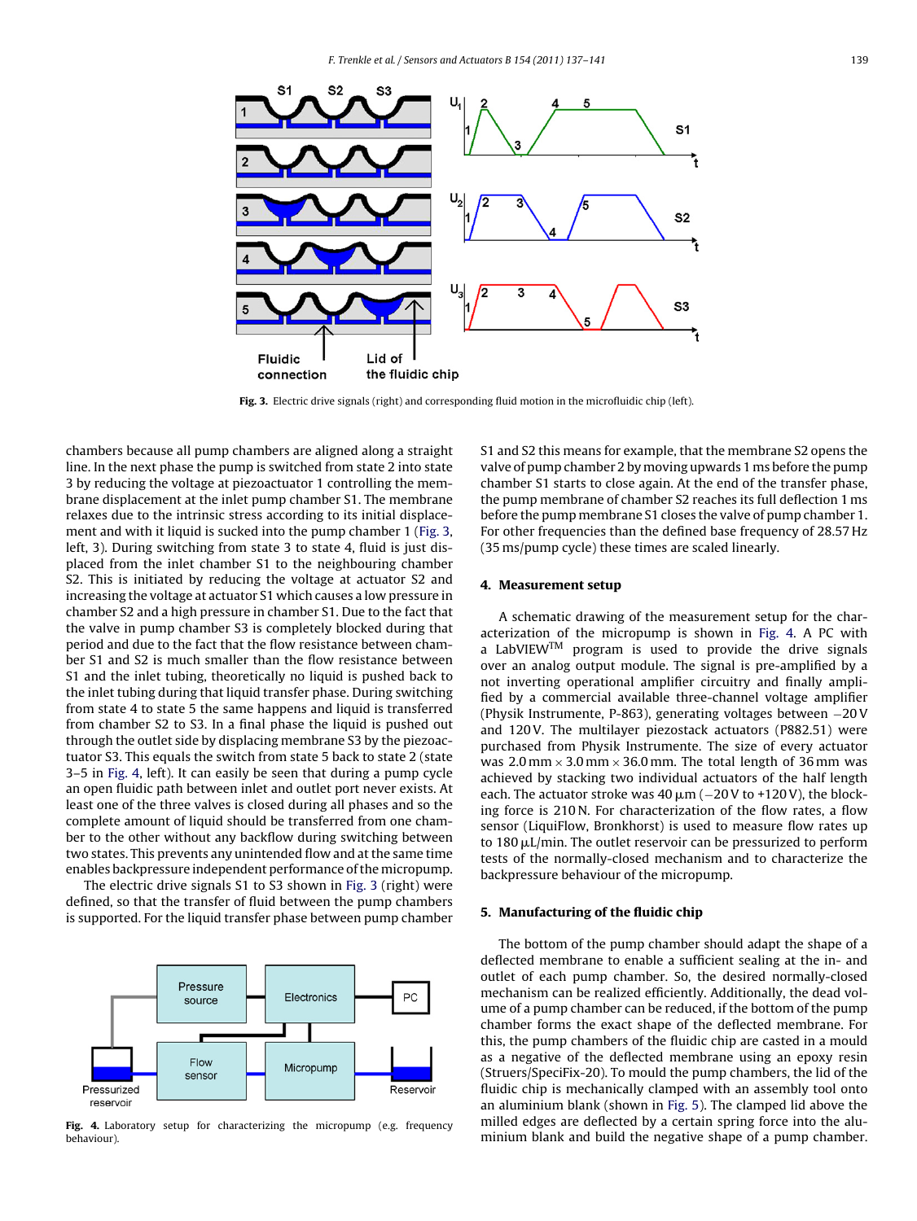Fig. 3. Electric drive signals (right) and corresponding fluid motion in the microfluidic chip (left).

chambers because all pump chambers are aligned along a straight line. In the next phase the pump is switched from state 2 into state 3 by reducing the voltage at piezoactuator 1 controlling the membrane displacement at the inlet pump chamber S1. The membrane relaxes due to the intrinsic stress according to its initial displacement and with it liquid is sucked into the pump chamber 1 (Fig. 3, left, 3). During switching from state 3 to state 4, fluid is just displaced from the inlet chamber S1 to the neighbouring chamber S2. This is initiated by reducing the voltage at actuator S2 and increasing the voltage at actuator S1 which causes a low pressure in chamber S2 and a high pressure in chamber S1. Due to the fact that the valve in pump chamber S3 is completely blocked during that period and due to the fact that the flow resistance between chamber S1 and S2 is much smaller than the flow resistance between S1 and the inlet tubing, theoretically no liquid is pushed back to the inlet tubing during that liquid transfer phase. During switching from state 4 to state 5 the same happens and liquid is transferred from chamber S2 to S3. In a final phase the liquid is pushed out through the outlet side by displacing membrane S3 by the piezoactuator S3. This equals the switch from state 5 back to state 2 (state 3–5 in Fig. 4, left). It can easily be seen that during a pump cycle an open fluidic path between inlet and outlet port never exists. At least one of the three valves is closed during all phases and so the complete amount of liquid should be transferred from one chamber to the other without any backflow during switching between two states. This prevents any unintended flow and at the same time enables backpressure independent performance of the micropump.

The electric drive signals S1 to S3 shown in Fig. 3 (right) were defined, so that the transfer of fluid between the pump chambers is supported. For the liquid transfer phase between pump chamber S1 and S2 this means for example, that the membrane S2 opens the valve of pump chamber 2 by moving upwards 1 ms before the pump chamber S1 starts to close again. At the end of the transfer phase, the pump membrane of chamber S2 reaches its full deflection 1 ms before the pump membrane S1 closes the valve of pump chamber 1. For other frequencies than the defined base frequency of 28.57 Hz (35 ms/pump cycle) these times are scaled linearly.

Fig. 4. Laboratory setup for characterizing the micropump (e.g. frequency behaviour).

## 4. Measurement setup

A schematic drawing of the measurement setup for the characterization of the micropump is shown in Fig. 4. A PC with a LabVIEW™ program is used to provide the drive signals over an analog output module. The signal is pre-amplified by a not inverting operational amplifier circuitry and finally amplified by a commercial available three-channel voltage amplifier (Physik Instrumente, P-863), generating voltages between −20 V and 120 V. The multilayer piezostack actuators (P882.51) were purchased from Physik Instrumente. The size of every actuator was 2.0 mm × 3.0 mm × 36.0 mm. The total length of 36 mm was achieved by stacking two individual actuators of the half length each. The actuator stroke was 40 μm (−20 V to +120 V), the blocking force is 210 N. For characterization of the flow rates, a flow sensor (LiquiFlow, Bronkhorst) is used to measure flow rates up to 180 μL/min. The outlet reservoir can be pressurized to perform tests of the normally-closed mechanism and to characterize the backpressure behaviour of the micropump.

## 5. Manufacturing of the fluidic chip

The bottom of the pump chamber should adapt the shape of a deflected membrane to enable a sufficient sealing at the in- and outlet of each pump chamber. So, the desired normally-closed mechanism can be realized efficiently. Additionally, the dead volume of a pump chamber can be reduced, if the bottom of the pump chamber forms the exact shape of the deflected membrane. For this, the pump chambers of the fluidic chip are casted in a mould as a negative of the deflected membrane using an epoxy resin (Struers/SpeciFix-20). To mould the pump chambers, the lid of the fluidic chip is mechanically clamped with an assembly tool onto an aluminium blank (shown in Fig. 5). The clamped lid above the milled edges are deflected by a certain spring force into the aluminium blank and build the negative shape of a pump chamber.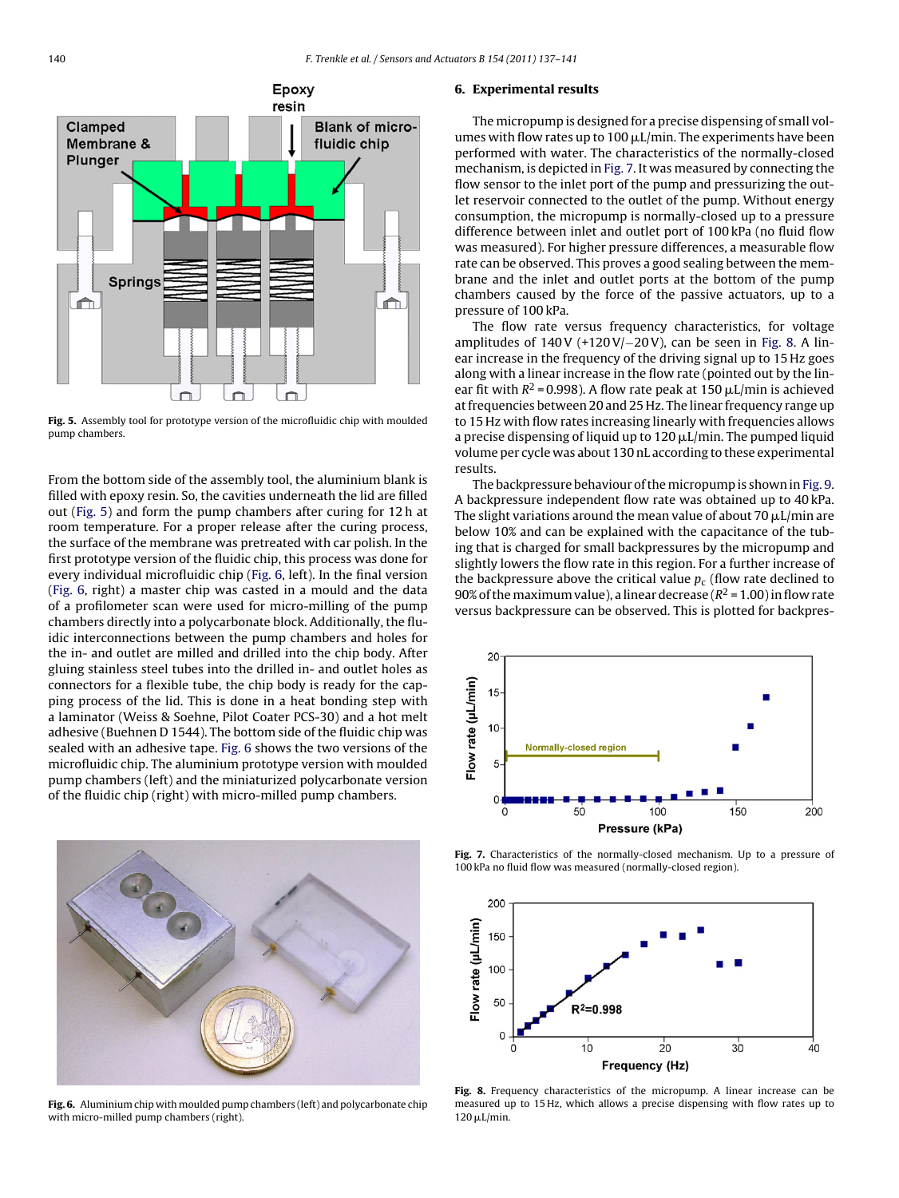Fig. 5. Assembly tool for prototype version of the microfluidic chip with moulded pump chambers.

From the bottom side of the assembly tool, the aluminium blank is filled with epoxy resin. So, the cavities underneath the lid are filled out (Fig. 5) and form the pump chambers after curing for 12 h at room temperature. For a proper release after the curing process, the surface of the membrane was pretreated with car polish. In the first prototype version of the fluidic chip, this process was done for every individual microfluidic chip (Fig. 6, left). In the final version (Fig. 6, right) a master chip was casted in a mould and the data of a profilometer scan were used for micro-milling of the pump chambers directly into a polycarbonate block. Additionally, the fluidic interconnections between the pump chambers and holes for the in- and outlet are milled and drilled into the chip body. After gluing stainless steel tubes into the drilled in- and outlet holes as connectors for a flexible tube, the chip body is ready for the capping process of the lid. This is done in a heat bonding step with a laminator (Weiss & Soehne, Pilot Coater PCS-30) and a hot melt adhesive (Buehnen D 1544). The bottom side of the fluidic chip was sealed with an adhesive tape. Fig. 6 shows the two versions of the microfluidic chip. The aluminium prototype version with moulded pump chambers (left) and the miniaturized polycarbonate version of the fluidic chip (right) with micro-milled pump chambers.

Fig. 6. Aluminium chip with moulded pump chambers (left) and polycarbonate chip with micro-milled pump chambers (right).

## 6. Experimental results

The micropump is designed for a precise dispensing of small volumes with flow rates up to 100 μL/min. The experiments have been performed with water. The characteristics of the normally-closed mechanism, is depicted in Fig. 7. It was measured by connecting the flow sensor to the inlet port of the pump and pressurizing the outlet reservoir connected to the outlet of the pump. Without energy consumption, the micropump is normally-closed up to a pressure difference between inlet and outlet port of 100 kPa (no fluid flow was measured). For higher pressure differences, a measurable flow rate can be observed. This proves a good sealing between the membrane and the inlet and outlet ports at the bottom of the pump chambers caused by the force of the passive actuators, up to a pressure of 100 kPa.

The flow rate versus frequency characteristics, for voltage amplitudes of 140 V (+120 V/−20 V), can be seen in Fig. 8. A linear increase in the frequency of the driving signal up to 15 Hz goes along with a linear increase in the flow rate (pointed out by the linear fit with $R^2 = 0.998$). A flow rate peak at 150 μL/min is achieved at frequencies between 20 and 25 Hz. The linear frequency range up to 15 Hz with flow rates increasing linearly with frequencies allows a precise dispensing of liquid up to 120 μL/min. The pumped liquid volume per cycle was about 130 nL according to these experimental results.

The backpressure behaviour of the micropump is shown in Fig. 9. A backpressure independent flow rate was obtained up to 40 kPa. The slight variations around the mean value of about 70 μL/min are below 10% and can be explained with the capacitance of the tubing that is charged for small backpressures by the micropump and slightly lowers the flow rate in this region. For a further increase of the backpressure above the critical value $p_c$ (flow rate declined to 90% of the maximum value), a linear decrease ($R^2 = 1.00$) in flow rate versus backpressure can be observed. This is plotted for backpres-

Fig. 7. Characteristics of the normally-closed mechanism. Up to a pressure of 100 kPa no fluid flow was measured (normally-closed region).

Fig. 8. Frequency characteristics of the micropump. A linear increase can be measured up to 15 Hz, which allows a precise dispensing with flow rates up to 120 μL/min.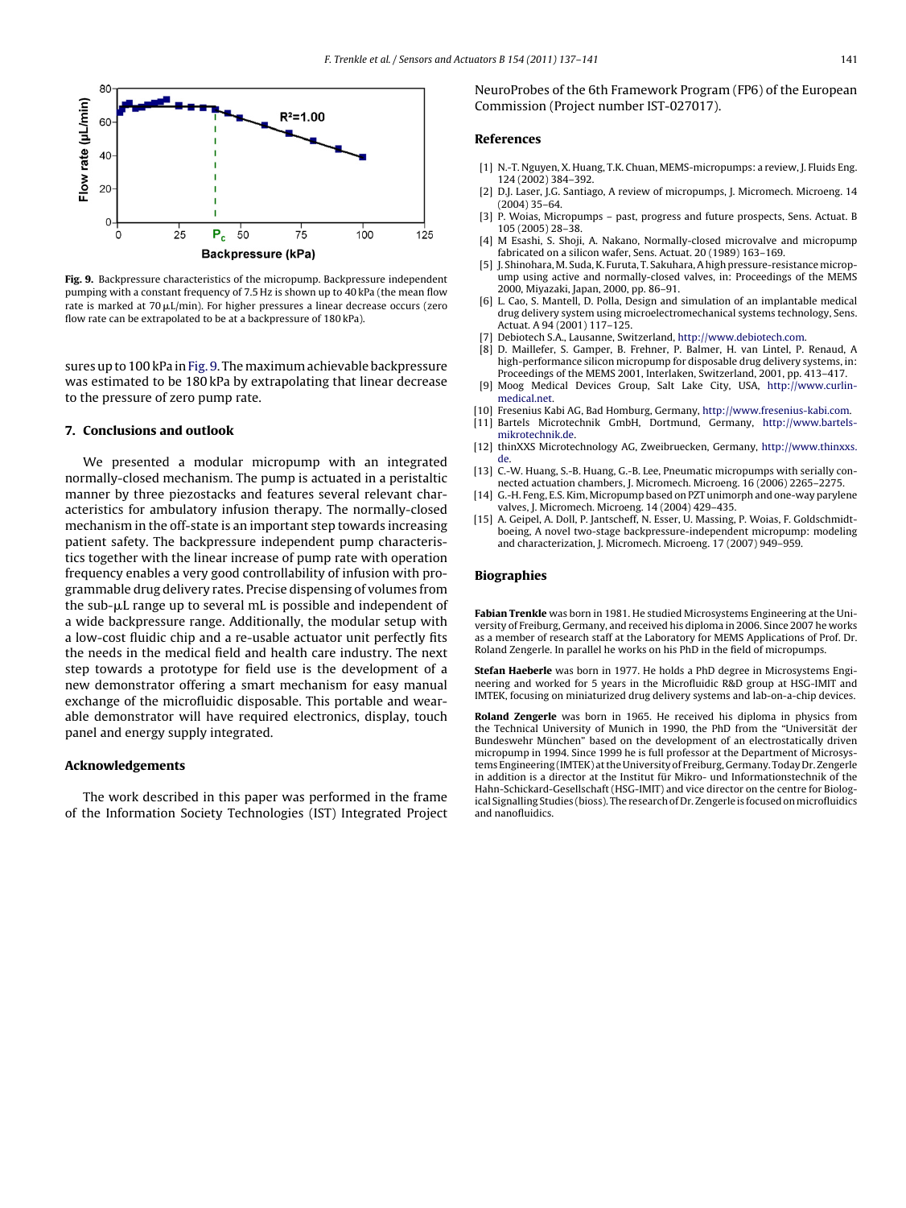Flow rate (µL/min)

80

60

40

20

0

0 25 $P_c$ 50 75 100 125

Backpressure (kPa)

$R^2$=1.00

**Fig. 9.** Backpressure characteristics of the micropump. Backpressure independent pumping with a constant frequency of 7.5 Hz is shown up to 40 kPa (the mean flow rate is marked at 70 µL/min). For higher pressures a linear decrease occurs (zero flow rate can be extrapolated to be at a backpressure of 180 kPa).

sures up to 100 kPa in Fig. 9. The maximum achievable backpressure was estimated to be 180 kPa by extrapolating that linear decrease to the pressure of zero pump rate.

## 7. Conclusions and outlook

We presented a modular micropump with an integrated normally-closed mechanism. The pump is actuated in a peristaltic manner by three piezostacks and features several relevant characteristics for ambulatory infusion therapy. The normally-closed mechanism in the off-state is an important step towards increasing patient safety. The backpressure independent pump characteristics together with the linear increase of pump rate with operation frequency enables a very good controllability of infusion with programmable drug delivery rates. Precise dispensing of volumes from the sub-µL range up to several mL is possible and independent of a wide backpressure range. Additionally, the modular setup with a low-cost fluidic chip and a re-usable actuator unit perfectly fits the needs in the medical field and health care industry. The next step towards a prototype for field use is the development of a new demonstrator offering a smart mechanism for easy manual exchange of the microfluidic disposable. This portable and wearable demonstrator will have required electronics, display, touch panel and energy supply integrated.

## Acknowledgements

The work described in this paper was performed in the frame of the Information Society Technologies (IST) Integrated Project NeuroProbes of the 6th Framework Program (FP6) of the European Commission (Project number IST-027017).

## References

[1] N.-T. Nguyen, X. Huang, T.K. Chuan, MEMS-micropumps: a review, J. Fluids Eng. 124 (2002) 384–392.

[2] D.J. Laser, J.G. Santiago, A review of micropumps, J. Micromech. Microeng. 14 (2004) 35–64.

[3] P. Woias, Micropumps – past, progress and future prospects, Sens. Actuat. B 105 (2005) 28–38.

[4] M Esashi, S. Shoji, A. Nakano, Normally-closed microvalve and micropump fabricated on a silicon wafer, Sens. Actuat. 20 (1989) 163–169.

[5] J. Shinohara, M. Suda, K. Furuta, T. Sakuhara, A high pressure-resistance micropump using active and normally-closed valves, in: Proceedings of the MEMS 2000, Miyazaki, Japan, 2000, pp. 86–91.

[6] L. Cao, S. Mantell, D. Polla, Design and simulation of an implantable medical drug delivery system using microelectromechanical systems technology, Sens. Actuat. A 94 (2001) 117–125.

[7] Debiotech S.A., Lausanne, Switzerland, http://www.debiotech.com.

[8] D. Maillefer, S. Gamper, B. Frehner, P. Balmer, H. van Lintel, P. Renaud, A high-performance silicon micropump for disposable drug delivery systems, in: Proceedings of the MEMS 2001, Interlaken, Switzerland, 2001, pp. 413–417.

[9] Moog Medical Devices Group, Salt Lake City, USA, http://www.curlin-medical.net.

[10] Fresenius Kabi AG, Bad Homburg, Germany, http://www.fresenius-kabi.com.

[11] Bartels Microtechnik GmbH, Dortmund, Germany, http://www.bartels-mikrotechnik.de.

[12] thinXXS Microtechnology AG, Zweibruecken, Germany, http://www.thinxxs.de.

[13] C.-W. Huang, S.-B. Huang, G.-B. Lee, Pneumatic micropumps with serially connected actuation chambers, J. Micromech. Microeng. 16 (2006) 2265–2275.

[14] G.-H. Feng, E.S. Kim, Micropump based on PZT unimorph and one-way parylene valves, J. Micromech. Microeng. 14 (2004) 429–435.

[15] A. Geipel, A. Doll, P. Jantscheff, N. Esser, U. Massing, P. Woias, F. Goldschmidtboeing, A novel two-stage backpressure-independent micropump: modeling and characterization, J. Micromech. Microeng. 17 (2007) 949–959.

## Biographies

**Fabian Trenkle** was born in 1981. He studied Microsystems Engineering at the University of Freiburg, Germany, and received his diploma in 2006. Since 2007 he works as a member of research staff at the Laboratory for MEMS Applications of Prof. Dr. Roland Zengerle. In parallel he works on his PhD in the field of micropumps.

**Stefan Haeberle** was born in 1977. He holds a PhD degree in Microsystems Engineering and worked for 5 years in the Microfluidic R&D group at HSG-IMIT and IMTEK, focusing on miniaturized drug delivery systems and lab-on-a-chip devices.

**Roland Zengerle** was born in 1965. He received his diploma in physics from the Technical University of Munich in 1990, the PhD from the "Universität der Bundeswehr München" based on the development of an electrostatically driven micropump in 1994. Since 1999 he is full professor at the Department of Microsystems Engineering (IMTEK) at the University of Freiburg, Germany. Today Dr. Zengerle in addition is a director at the Institut für Mikro- und Informationstechnik of the Hahn-Schickard-Gesellschaft (HSG-IMIT) and vice director on the centre for Biological Signalling Studies (bioss). The research of Dr. Zengerle is focused on microfluidics and nanofluidics.